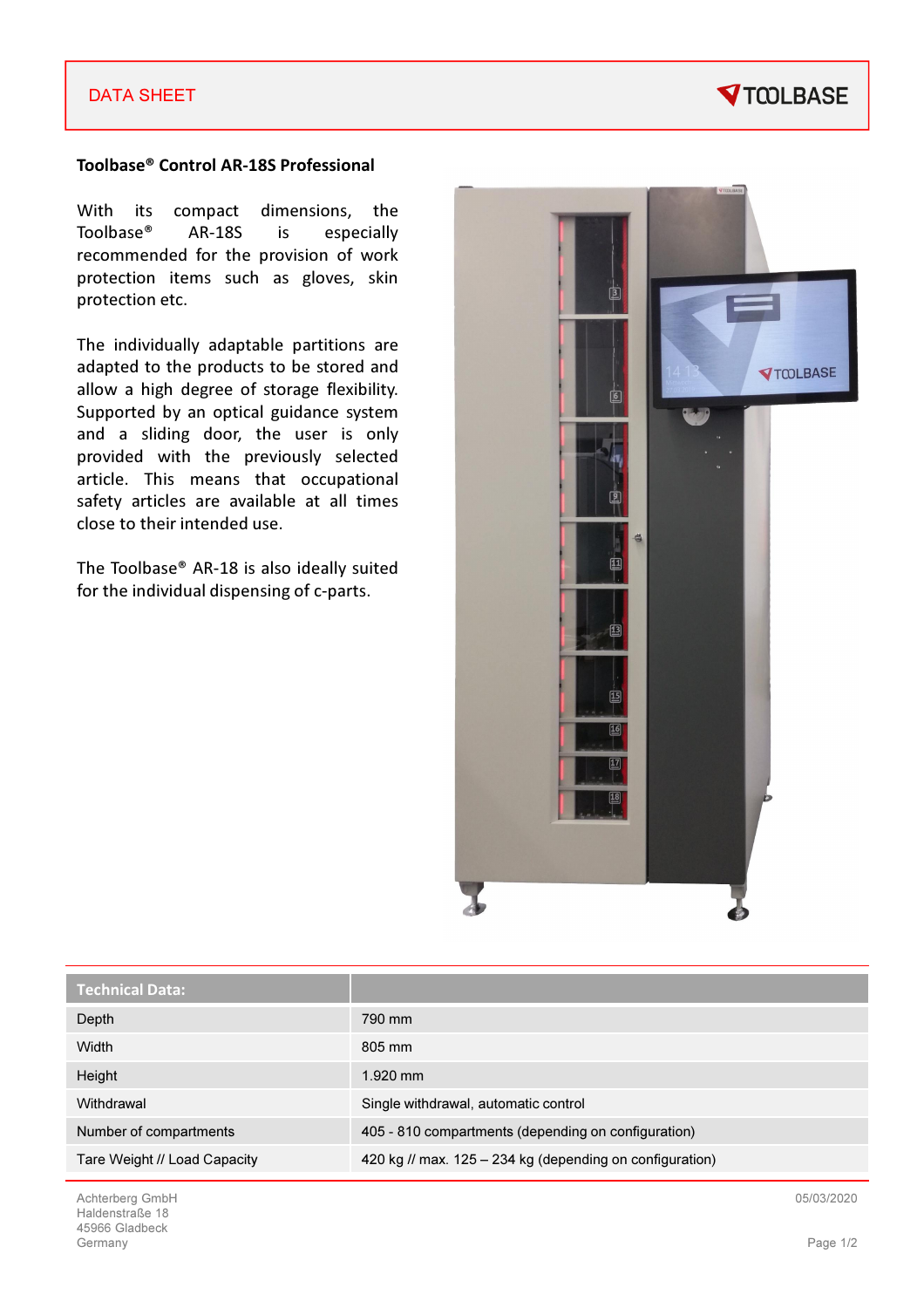DATA SHEET

# Toolbase® Control AR-18S Professional

With its compact dimensions, the Toolbase® AR-18S is especially recommended for the provision of work protection items such as gloves, skin protection etc.

The individually adaptable partitions are adapted to the products to be stored and allow a high degree of storage flexibility. Supported by an optical guidance system and a sliding door, the user is only provided with the previously selected article. This means that occupational safety articles are available at all times close to their intended use.

The Toolbase® AR-18 is also ideally suited for the individual dispensing of c-parts.

| Technical Data: | |
|---|---|
| Depth | 790 mm |
| Width | 805 mm |
| Height | 1.920 mm |
| Withdrawal | Single withdrawal, automatic control |
| Number of compartments | 405 - 810 compartments (depending on configuration) |
| Tare Weight // Load Capacity | 420 kg // max. 125 – 234 kg (depending on configuration) |

Achterberg GmbH
Haldenstraße 18
45966 Gladbeck
Germany

05/03/2020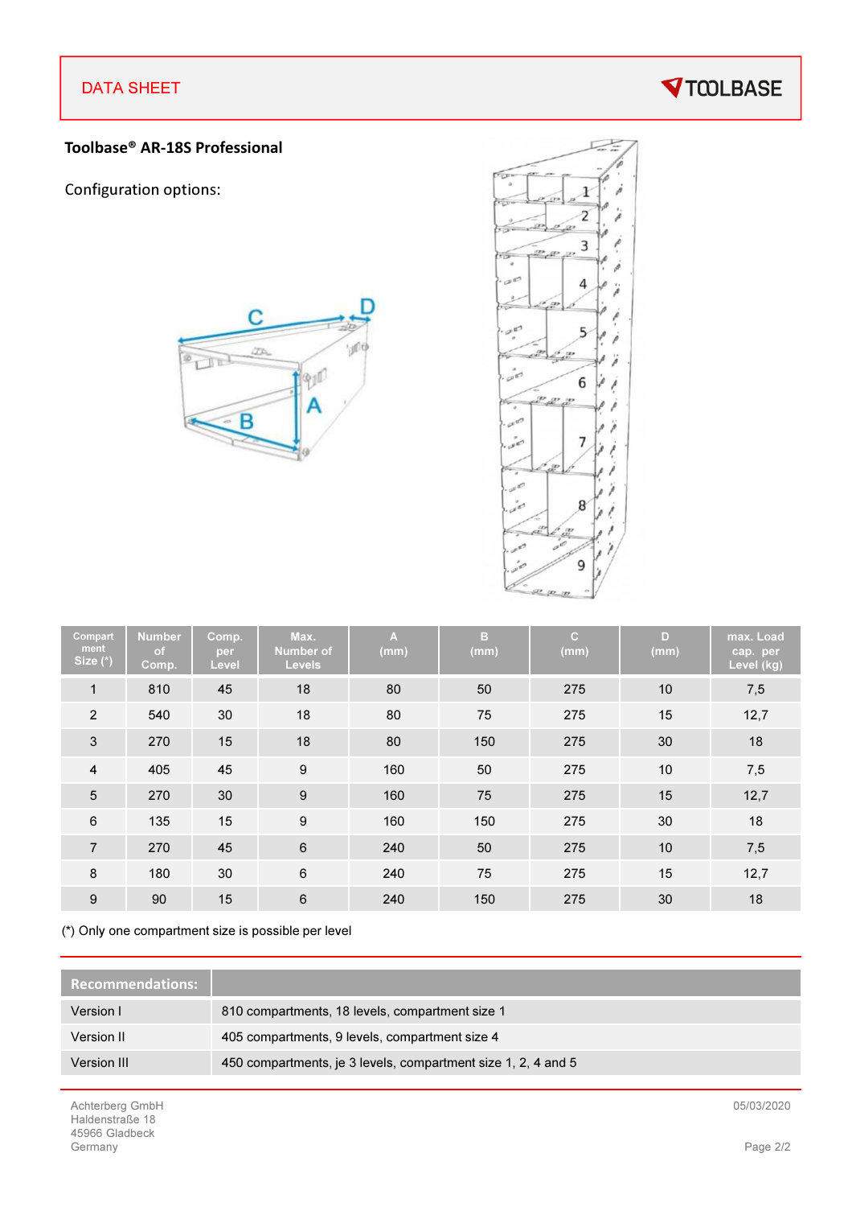DATA SHEET

TOOLBASE

**Toolbase® AR-18S Professional**

Configuration options:

C

D

A

B

1
2
3
4
5
6
7
8
9

| Compartment Size (*) | Number of Comp. | Comp. per Level | Max. Number of Levels | A (mm) | B (mm) | C (mm) | D (mm) | max. Load cap. per Level (kg) |
|---|---|---|---|---|---|---|---|---|
| 1 | 810 | 45 | 18 | 80 | 50 | 275 | 10 | 7,5 |
| 2 | 540 | 30 | 18 | 80 | 75 | 275 | 15 | 12,7 |
| 3 | 270 | 15 | 18 | 80 | 150 | 275 | 30 | 18 |
| 4 | 405 | 45 | 9 | 160 | 50 | 275 | 10 | 7,5 |
| 5 | 270 | 30 | 9 | 160 | 75 | 275 | 15 | 12,7 |
| 6 | 135 | 15 | 9 | 160 | 150 | 275 | 30 | 18 |
| 7 | 270 | 45 | 6 | 240 | 50 | 275 | 10 | 7,5 |
| 8 | 180 | 30 | 6 | 240 | 75 | 275 | 15 | 12,7 |
| 9 | 90 | 15 | 6 | 240 | 150 | 275 | 30 | 18 |

(*) Only one compartment size is possible per level

| Recommendations: | |
|---|---|
| Version I | 810 compartments, 18 levels, compartment size 1 |
| Version II | 405 compartments, 9 levels, compartment size 4 |
| Version III | 450 compartments, je 3 levels, compartment size 1, 2, 4 and 5 |

Achterberg GmbH
Haldenstraße 18
45966 Gladbeck
Germany

05/03/2020